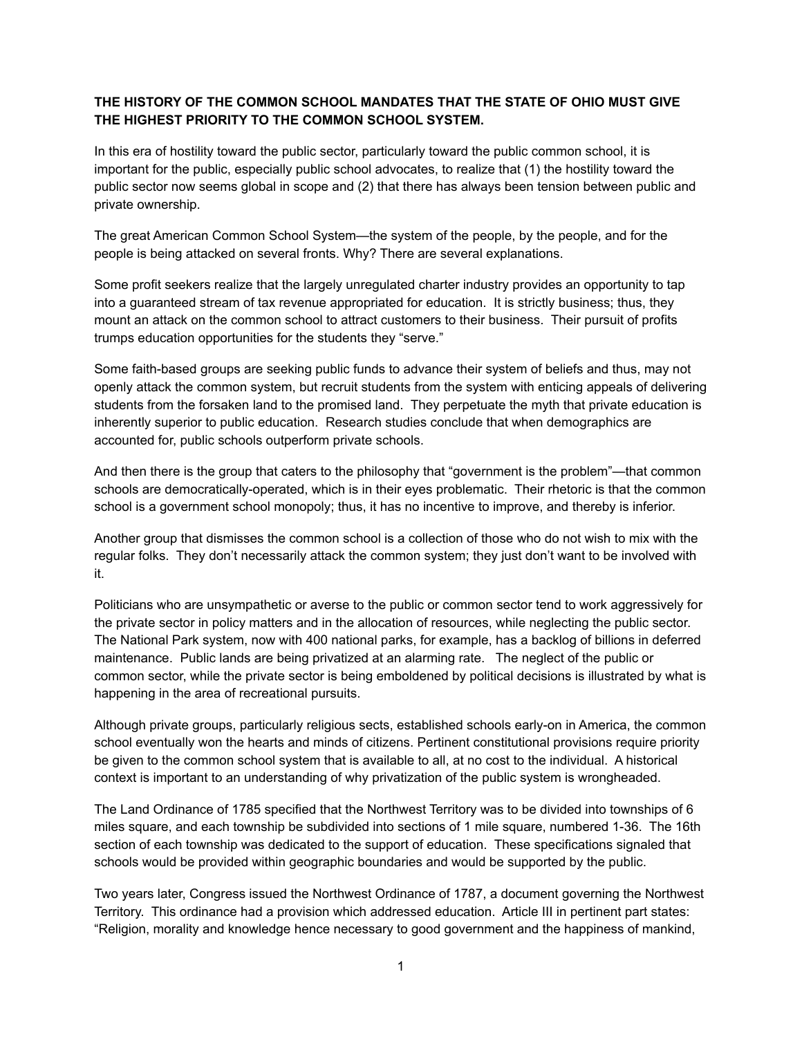**THE HISTORY OF THE COMMON SCHOOL MANDATES THAT THE STATE OF OHIO MUST GIVE THE HIGHEST PRIORITY TO THE COMMON SCHOOL SYSTEM.**

In this era of hostility toward the public sector, particularly toward the public common school, it is important for the public, especially public school advocates, to realize that (1) the hostility toward the public sector now seems global in scope and (2) that there has always been tension between public and private ownership.

The great American Common School System—the system of the people, by the people, and for the people is being attacked on several fronts. Why? There are several explanations.

Some profit seekers realize that the largely unregulated charter industry provides an opportunity to tap into a guaranteed stream of tax revenue appropriated for education. It is strictly business; thus, they mount an attack on the common school to attract customers to their business. Their pursuit of profits trumps education opportunities for the students they "serve."

Some faith-based groups are seeking public funds to advance their system of beliefs and thus, may not openly attack the common system, but recruit students from the system with enticing appeals of delivering students from the forsaken land to the promised land. They perpetuate the myth that private education is inherently superior to public education. Research studies conclude that when demographics are accounted for, public schools outperform private schools.

And then there is the group that caters to the philosophy that "government is the problem"—that common schools are democratically-operated, which is in their eyes problematic. Their rhetoric is that the common school is a government school monopoly; thus, it has no incentive to improve, and thereby is inferior.

Another group that dismisses the common school is a collection of those who do not wish to mix with the regular folks. They don't necessarily attack the common system; they just don't want to be involved with it.

Politicians who are unsympathetic or averse to the public or common sector tend to work aggressively for the private sector in policy matters and in the allocation of resources, while neglecting the public sector. The National Park system, now with 400 national parks, for example, has a backlog of billions in deferred maintenance. Public lands are being privatized at an alarming rate. The neglect of the public or common sector, while the private sector is being emboldened by political decisions is illustrated by what is happening in the area of recreational pursuits.

Although private groups, particularly religious sects, established schools early-on in America, the common school eventually won the hearts and minds of citizens. Pertinent constitutional provisions require priority be given to the common school system that is available to all, at no cost to the individual. A historical context is important to an understanding of why privatization of the public system is wrongheaded.

The Land Ordinance of 1785 specified that the Northwest Territory was to be divided into townships of 6 miles square, and each township be subdivided into sections of 1 mile square, numbered 1-36. The 16th section of each township was dedicated to the support of education. These specifications signaled that schools would be provided within geographic boundaries and would be supported by the public.

Two years later, Congress issued the Northwest Ordinance of 1787, a document governing the Northwest Territory. This ordinance had a provision which addressed education. Article III in pertinent part states: "Religion, morality and knowledge hence necessary to good government and the happiness of mankind,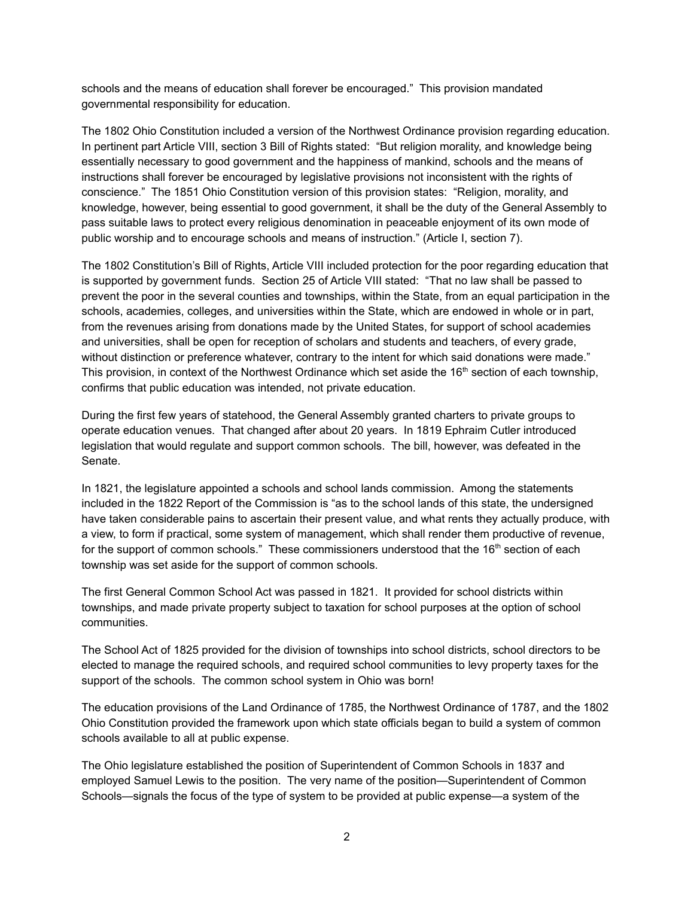schools and the means of education shall forever be encouraged." This provision mandated governmental responsibility for education.

The 1802 Ohio Constitution included a version of the Northwest Ordinance provision regarding education. In pertinent part Article VIII, section 3 Bill of Rights stated: "But religion morality, and knowledge being essentially necessary to good government and the happiness of mankind, schools and the means of instructions shall forever be encouraged by legislative provisions not inconsistent with the rights of conscience." The 1851 Ohio Constitution version of this provision states: "Religion, morality, and knowledge, however, being essential to good government, it shall be the duty of the General Assembly to pass suitable laws to protect every religious denomination in peaceable enjoyment of its own mode of public worship and to encourage schools and means of instruction." (Article I, section 7).

The 1802 Constitution's Bill of Rights, Article VIII included protection for the poor regarding education that is supported by government funds. Section 25 of Article VIII stated: "That no law shall be passed to prevent the poor in the several counties and townships, within the State, from an equal participation in the schools, academies, colleges, and universities within the State, which are endowed in whole or in part, from the revenues arising from donations made by the United States, for support of school academies and universities, shall be open for reception of scholars and students and teachers, of every grade, without distinction or preference whatever, contrary to the intent for which said donations were made." This provision, in context of the Northwest Ordinance which set aside the 16th section of each township, confirms that public education was intended, not private education.

During the first few years of statehood, the General Assembly granted charters to private groups to operate education venues. That changed after about 20 years. In 1819 Ephraim Cutler introduced legislation that would regulate and support common schools. The bill, however, was defeated in the Senate.

In 1821, the legislature appointed a schools and school lands commission. Among the statements included in the 1822 Report of the Commission is "as to the school lands of this state, the undersigned have taken considerable pains to ascertain their present value, and what rents they actually produce, with a view, to form if practical, some system of management, which shall render them productive of revenue, for the support of common schools." These commissioners understood that the 16th section of each township was set aside for the support of common schools.

The first General Common School Act was passed in 1821. It provided for school districts within townships, and made private property subject to taxation for school purposes at the option of school communities.

The School Act of 1825 provided for the division of townships into school districts, school directors to be elected to manage the required schools, and required school communities to levy property taxes for the support of the schools. The common school system in Ohio was born!

The education provisions of the Land Ordinance of 1785, the Northwest Ordinance of 1787, and the 1802 Ohio Constitution provided the framework upon which state officials began to build a system of common schools available to all at public expense.

The Ohio legislature established the position of Superintendent of Common Schools in 1837 and employed Samuel Lewis to the position. The very name of the position—Superintendent of Common Schools—signals the focus of the type of system to be provided at public expense—a system of the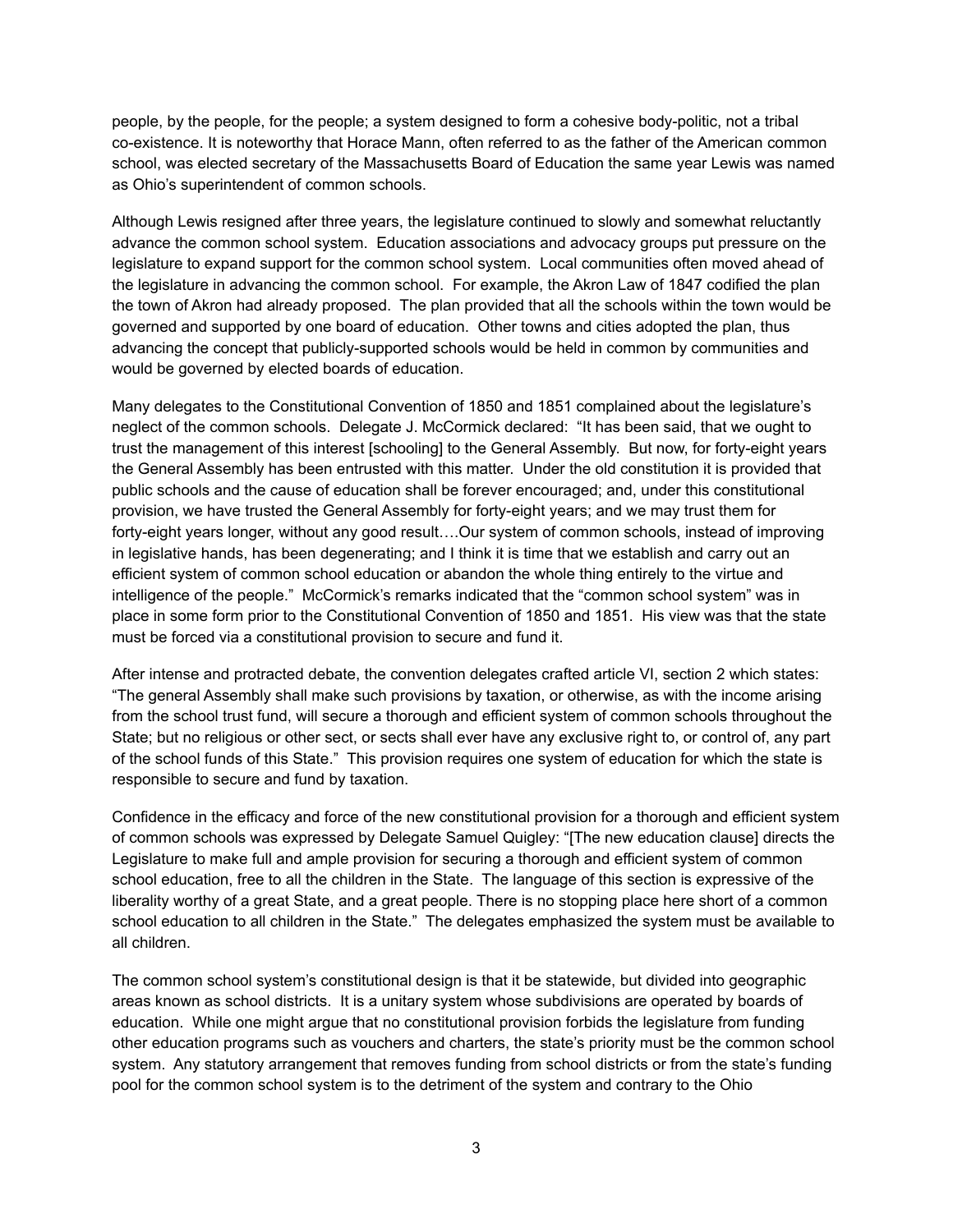people, by the people, for the people; a system designed to form a cohesive body-politic, not a tribal co-existence. It is noteworthy that Horace Mann, often referred to as the father of the American common school, was elected secretary of the Massachusetts Board of Education the same year Lewis was named as Ohio's superintendent of common schools.

Although Lewis resigned after three years, the legislature continued to slowly and somewhat reluctantly advance the common school system. Education associations and advocacy groups put pressure on the legislature to expand support for the common school system. Local communities often moved ahead of the legislature in advancing the common school. For example, the Akron Law of 1847 codified the plan the town of Akron had already proposed. The plan provided that all the schools within the town would be governed and supported by one board of education. Other towns and cities adopted the plan, thus advancing the concept that publicly-supported schools would be held in common by communities and would be governed by elected boards of education.

Many delegates to the Constitutional Convention of 1850 and 1851 complained about the legislature's neglect of the common schools. Delegate J. McCormick declared: "It has been said, that we ought to trust the management of this interest [schooling] to the General Assembly. But now, for forty-eight years the General Assembly has been entrusted with this matter. Under the old constitution it is provided that public schools and the cause of education shall be forever encouraged; and, under this constitutional provision, we have trusted the General Assembly for forty-eight years; and we may trust them for forty-eight years longer, without any good result….Our system of common schools, instead of improving in legislative hands, has been degenerating; and I think it is time that we establish and carry out an efficient system of common school education or abandon the whole thing entirely to the virtue and intelligence of the people." McCormick's remarks indicated that the "common school system" was in place in some form prior to the Constitutional Convention of 1850 and 1851. His view was that the state must be forced via a constitutional provision to secure and fund it.

After intense and protracted debate, the convention delegates crafted article VI, section 2 which states: "The general Assembly shall make such provisions by taxation, or otherwise, as with the income arising from the school trust fund, will secure a thorough and efficient system of common schools throughout the State; but no religious or other sect, or sects shall ever have any exclusive right to, or control of, any part of the school funds of this State." This provision requires one system of education for which the state is responsible to secure and fund by taxation.

Confidence in the efficacy and force of the new constitutional provision for a thorough and efficient system of common schools was expressed by Delegate Samuel Quigley: "[The new education clause] directs the Legislature to make full and ample provision for securing a thorough and efficient system of common school education, free to all the children in the State. The language of this section is expressive of the liberality worthy of a great State, and a great people. There is no stopping place here short of a common school education to all children in the State." The delegates emphasized the system must be available to all children.

The common school system's constitutional design is that it be statewide, but divided into geographic areas known as school districts. It is a unitary system whose subdivisions are operated by boards of education. While one might argue that no constitutional provision forbids the legislature from funding other education programs such as vouchers and charters, the state's priority must be the common school system. Any statutory arrangement that removes funding from school districts or from the state's funding pool for the common school system is to the detriment of the system and contrary to the Ohio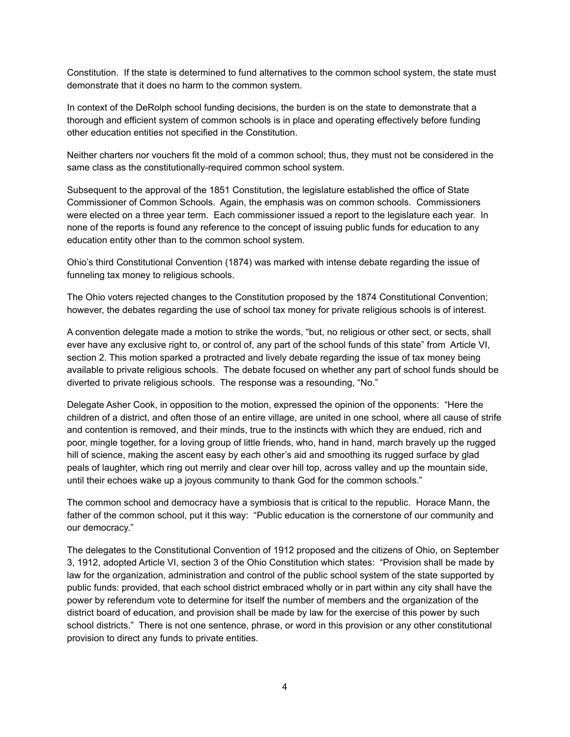Constitution. If the state is determined to fund alternatives to the common school system, the state must demonstrate that it does no harm to the common system.

In context of the DeRolph school funding decisions, the burden is on the state to demonstrate that a thorough and efficient system of common schools is in place and operating effectively before funding other education entities not specified in the Constitution.

Neither charters nor vouchers fit the mold of a common school; thus, they must not be considered in the same class as the constitutionally-required common school system.

Subsequent to the approval of the 1851 Constitution, the legislature established the office of State Commissioner of Common Schools. Again, the emphasis was on common schools. Commissioners were elected on a three year term. Each commissioner issued a report to the legislature each year. In none of the reports is found any reference to the concept of issuing public funds for education to any education entity other than to the common school system.

Ohio's third Constitutional Convention (1874) was marked with intense debate regarding the issue of funneling tax money to religious schools.

The Ohio voters rejected changes to the Constitution proposed by the 1874 Constitutional Convention; however, the debates regarding the use of school tax money for private religious schools is of interest.

A convention delegate made a motion to strike the words, "but, no religious or other sect, or sects, shall ever have any exclusive right to, or control of, any part of the school funds of this state" from Article VI, section 2. This motion sparked a protracted and lively debate regarding the issue of tax money being available to private religious schools. The debate focused on whether any part of school funds should be diverted to private religious schools. The response was a resounding, "No."

Delegate Asher Cook, in opposition to the motion, expressed the opinion of the opponents: "Here the children of a district, and often those of an entire village, are united in one school, where all cause of strife and contention is removed, and their minds, true to the instincts with which they are endued, rich and poor, mingle together, for a loving group of little friends, who, hand in hand, march bravely up the rugged hill of science, making the ascent easy by each other's aid and smoothing its rugged surface by glad peals of laughter, which ring out merrily and clear over hill top, across valley and up the mountain side, until their echoes wake up a joyous community to thank God for the common schools."

The common school and democracy have a symbiosis that is critical to the republic. Horace Mann, the father of the common school, put it this way: "Public education is the cornerstone of our community and our democracy."

The delegates to the Constitutional Convention of 1912 proposed and the citizens of Ohio, on September 3, 1912, adopted Article VI, section 3 of the Ohio Constitution which states: "Provision shall be made by law for the organization, administration and control of the public school system of the state supported by public funds: provided, that each school district embraced wholly or in part within any city shall have the power by referendum vote to determine for itself the number of members and the organization of the district board of education, and provision shall be made by law for the exercise of this power by such school districts." There is not one sentence, phrase, or word in this provision or any other constitutional provision to direct any funds to private entities.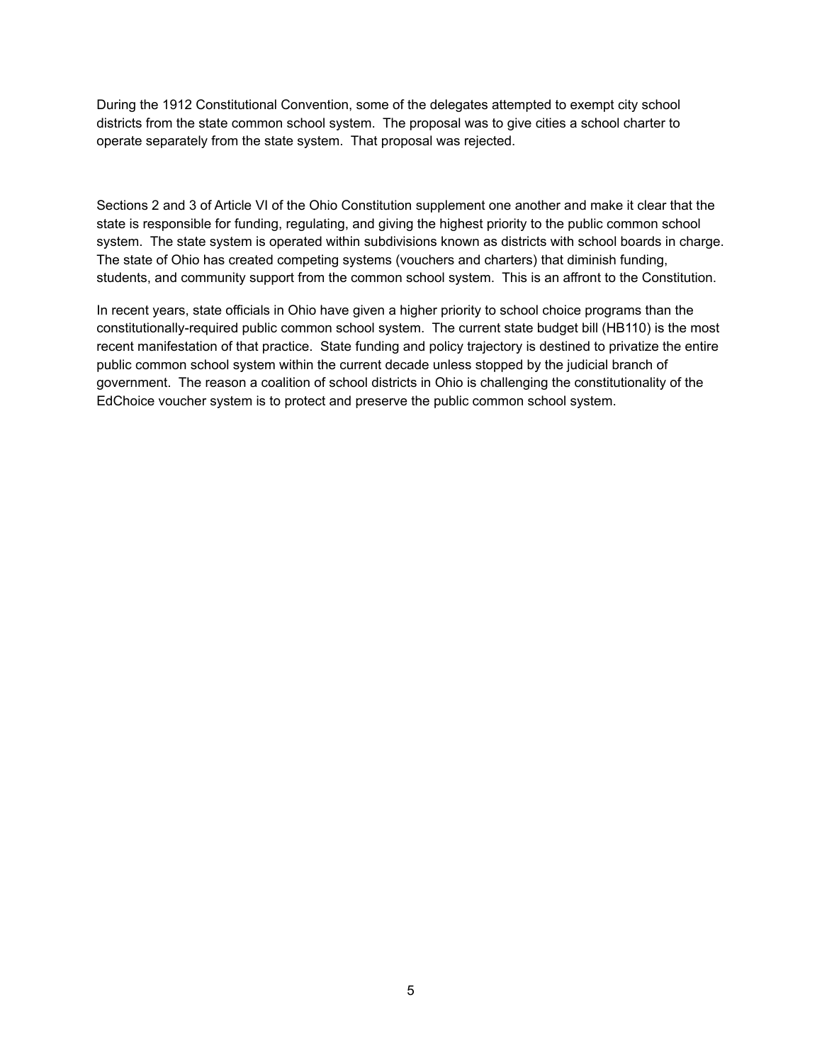During the 1912 Constitutional Convention, some of the delegates attempted to exempt city school districts from the state common school system. The proposal was to give cities a school charter to operate separately from the state system. That proposal was rejected.

Sections 2 and 3 of Article VI of the Ohio Constitution supplement one another and make it clear that the state is responsible for funding, regulating, and giving the highest priority to the public common school system. The state system is operated within subdivisions known as districts with school boards in charge. The state of Ohio has created competing systems (vouchers and charters) that diminish funding, students, and community support from the common school system. This is an affront to the Constitution.

In recent years, state officials in Ohio have given a higher priority to school choice programs than the constitutionally-required public common school system. The current state budget bill (HB110) is the most recent manifestation of that practice. State funding and policy trajectory is destined to privatize the entire public common school system within the current decade unless stopped by the judicial branch of government. The reason a coalition of school districts in Ohio is challenging the constitutionality of the EdChoice voucher system is to protect and preserve the public common school system.